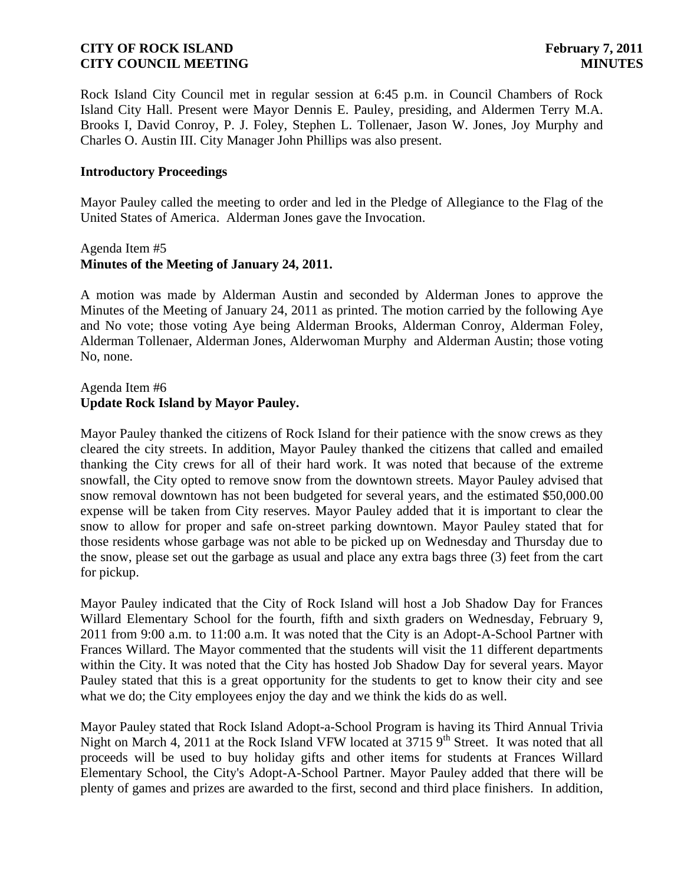Rock Island City Council met in regular session at 6:45 p.m. in Council Chambers of Rock Island City Hall. Present were Mayor Dennis E. Pauley, presiding, and Aldermen Terry M.A. Brooks I, David Conroy, P. J. Foley, Stephen L. Tollenaer, Jason W. Jones, Joy Murphy and Charles O. Austin III. City Manager John Phillips was also present.

**Introductory Proceedings**

Mayor Pauley called the meeting to order and led in the Pledge of Allegiance to the Flag of the United States of America. Alderman Jones gave the Invocation.

Agenda Item #5
**Minutes of the Meeting of January 24, 2011.**

A motion was made by Alderman Austin and seconded by Alderman Jones to approve the Minutes of the Meeting of January 24, 2011 as printed. The motion carried by the following Aye and No vote; those voting Aye being Alderman Brooks, Alderman Conroy, Alderman Foley, Alderman Tollenaer, Alderman Jones, Alderwoman Murphy and Alderman Austin; those voting No, none.

Agenda Item #6
**Update Rock Island by Mayor Pauley.**

Mayor Pauley thanked the citizens of Rock Island for their patience with the snow crews as they cleared the city streets. In addition, Mayor Pauley thanked the citizens that called and emailed thanking the City crews for all of their hard work. It was noted that because of the extreme snowfall, the City opted to remove snow from the downtown streets. Mayor Pauley advised that snow removal downtown has not been budgeted for several years, and the estimated $50,000.00 expense will be taken from City reserves. Mayor Pauley added that it is important to clear the snow to allow for proper and safe on-street parking downtown. Mayor Pauley stated that for those residents whose garbage was not able to be picked up on Wednesday and Thursday due to the snow, please set out the garbage as usual and place any extra bags three (3) feet from the cart for pickup.

Mayor Pauley indicated that the City of Rock Island will host a Job Shadow Day for Frances Willard Elementary School for the fourth, fifth and sixth graders on Wednesday, February 9, 2011 from 9:00 a.m. to 11:00 a.m. It was noted that the City is an Adopt-A-School Partner with Frances Willard. The Mayor commented that the students will visit the 11 different departments within the City. It was noted that the City has hosted Job Shadow Day for several years. Mayor Pauley stated that this is a great opportunity for the students to get to know their city and see what we do; the City employees enjoy the day and we think the kids do as well.

Mayor Pauley stated that Rock Island Adopt-a-School Program is having its Third Annual Trivia Night on March 4, 2011 at the Rock Island VFW located at 3715 9th Street. It was noted that all proceeds will be used to buy holiday gifts and other items for students at Frances Willard Elementary School, the City's Adopt-A-School Partner. Mayor Pauley added that there will be plenty of games and prizes are awarded to the first, second and third place finishers. In addition,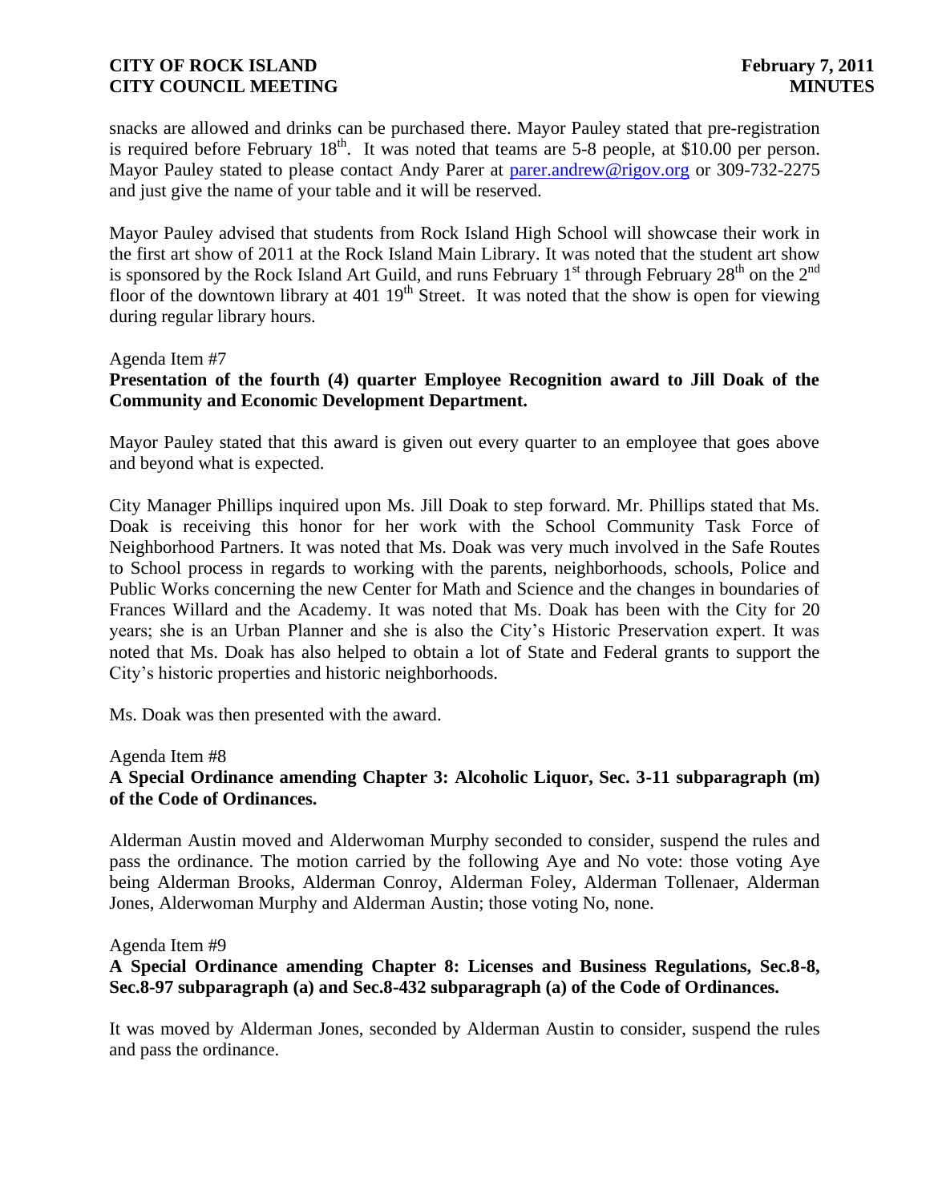snacks are allowed and drinks can be purchased there. Mayor Pauley stated that pre-registration is required before February 18th. It was noted that teams are 5-8 people, at $10.00 per person. Mayor Pauley stated to please contact Andy Parer at parer.andrew@rigov.org or 309-732-2275 and just give the name of your table and it will be reserved.

Mayor Pauley advised that students from Rock Island High School will showcase their work in the first art show of 2011 at the Rock Island Main Library. It was noted that the student art show is sponsored by the Rock Island Art Guild, and runs February 1st through February 28th on the 2nd floor of the downtown library at 401 19th Street. It was noted that the show is open for viewing during regular library hours.

Agenda Item #7

**Presentation of the fourth (4) quarter Employee Recognition award to Jill Doak of the Community and Economic Development Department.**

Mayor Pauley stated that this award is given out every quarter to an employee that goes above and beyond what is expected.

City Manager Phillips inquired upon Ms. Jill Doak to step forward. Mr. Phillips stated that Ms. Doak is receiving this honor for her work with the School Community Task Force of Neighborhood Partners. It was noted that Ms. Doak was very much involved in the Safe Routes to School process in regards to working with the parents, neighborhoods, schools, Police and Public Works concerning the new Center for Math and Science and the changes in boundaries of Frances Willard and the Academy. It was noted that Ms. Doak has been with the City for 20 years; she is an Urban Planner and she is also the City's Historic Preservation expert. It was noted that Ms. Doak has also helped to obtain a lot of State and Federal grants to support the City's historic properties and historic neighborhoods.

Ms. Doak was then presented with the award.

Agenda Item #8

**A Special Ordinance amending Chapter 3: Alcoholic Liquor, Sec. 3-11 subparagraph (m) of the Code of Ordinances.**

Alderman Austin moved and Alderwoman Murphy seconded to consider, suspend the rules and pass the ordinance. The motion carried by the following Aye and No vote: those voting Aye being Alderman Brooks, Alderman Conroy, Alderman Foley, Alderman Tollenaer, Alderman Jones, Alderwoman Murphy and Alderman Austin; those voting No, none.

Agenda Item #9

**A Special Ordinance amending Chapter 8: Licenses and Business Regulations, Sec.8-8, Sec.8-97 subparagraph (a) and Sec.8-432 subparagraph (a) of the Code of Ordinances.**

It was moved by Alderman Jones, seconded by Alderman Austin to consider, suspend the rules and pass the ordinance.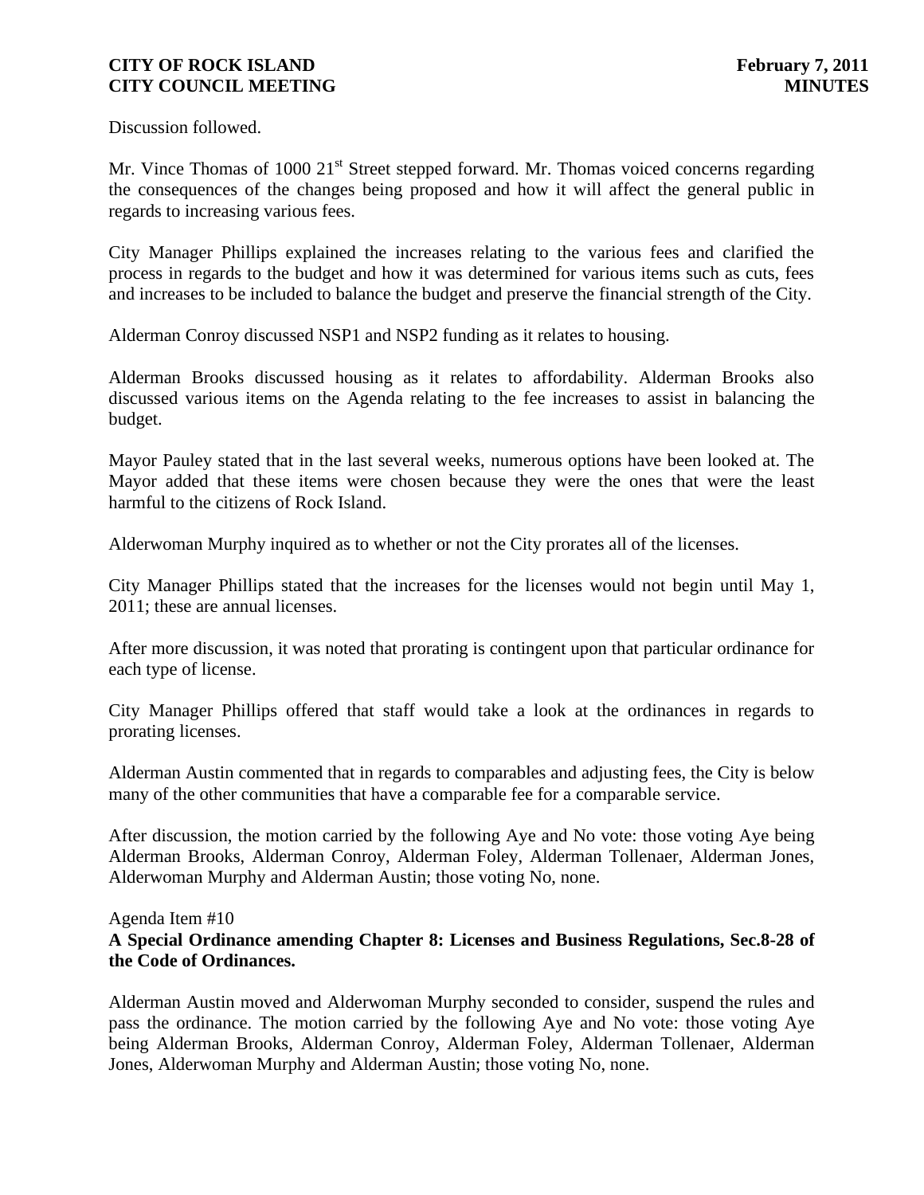Discussion followed.

Mr. Vince Thomas of 1000 21st Street stepped forward. Mr. Thomas voiced concerns regarding the consequences of the changes being proposed and how it will affect the general public in regards to increasing various fees.

City Manager Phillips explained the increases relating to the various fees and clarified the process in regards to the budget and how it was determined for various items such as cuts, fees and increases to be included to balance the budget and preserve the financial strength of the City.

Alderman Conroy discussed NSP1 and NSP2 funding as it relates to housing.

Alderman Brooks discussed housing as it relates to affordability. Alderman Brooks also discussed various items on the Agenda relating to the fee increases to assist in balancing the budget.

Mayor Pauley stated that in the last several weeks, numerous options have been looked at. The Mayor added that these items were chosen because they were the ones that were the least harmful to the citizens of Rock Island.

Alderwoman Murphy inquired as to whether or not the City prorates all of the licenses.

City Manager Phillips stated that the increases for the licenses would not begin until May 1, 2011; these are annual licenses.

After more discussion, it was noted that prorating is contingent upon that particular ordinance for each type of license.

City Manager Phillips offered that staff would take a look at the ordinances in regards to prorating licenses.

Alderman Austin commented that in regards to comparables and adjusting fees, the City is below many of the other communities that have a comparable fee for a comparable service.

After discussion, the motion carried by the following Aye and No vote: those voting Aye being Alderman Brooks, Alderman Conroy, Alderman Foley, Alderman Tollenaer, Alderman Jones, Alderwoman Murphy and Alderman Austin; those voting No, none.

Agenda Item #10

**A Special Ordinance amending Chapter 8: Licenses and Business Regulations, Sec.8-28 of the Code of Ordinances.**

Alderman Austin moved and Alderwoman Murphy seconded to consider, suspend the rules and pass the ordinance. The motion carried by the following Aye and No vote: those voting Aye being Alderman Brooks, Alderman Conroy, Alderman Foley, Alderman Tollenaer, Alderman Jones, Alderwoman Murphy and Alderman Austin; those voting No, none.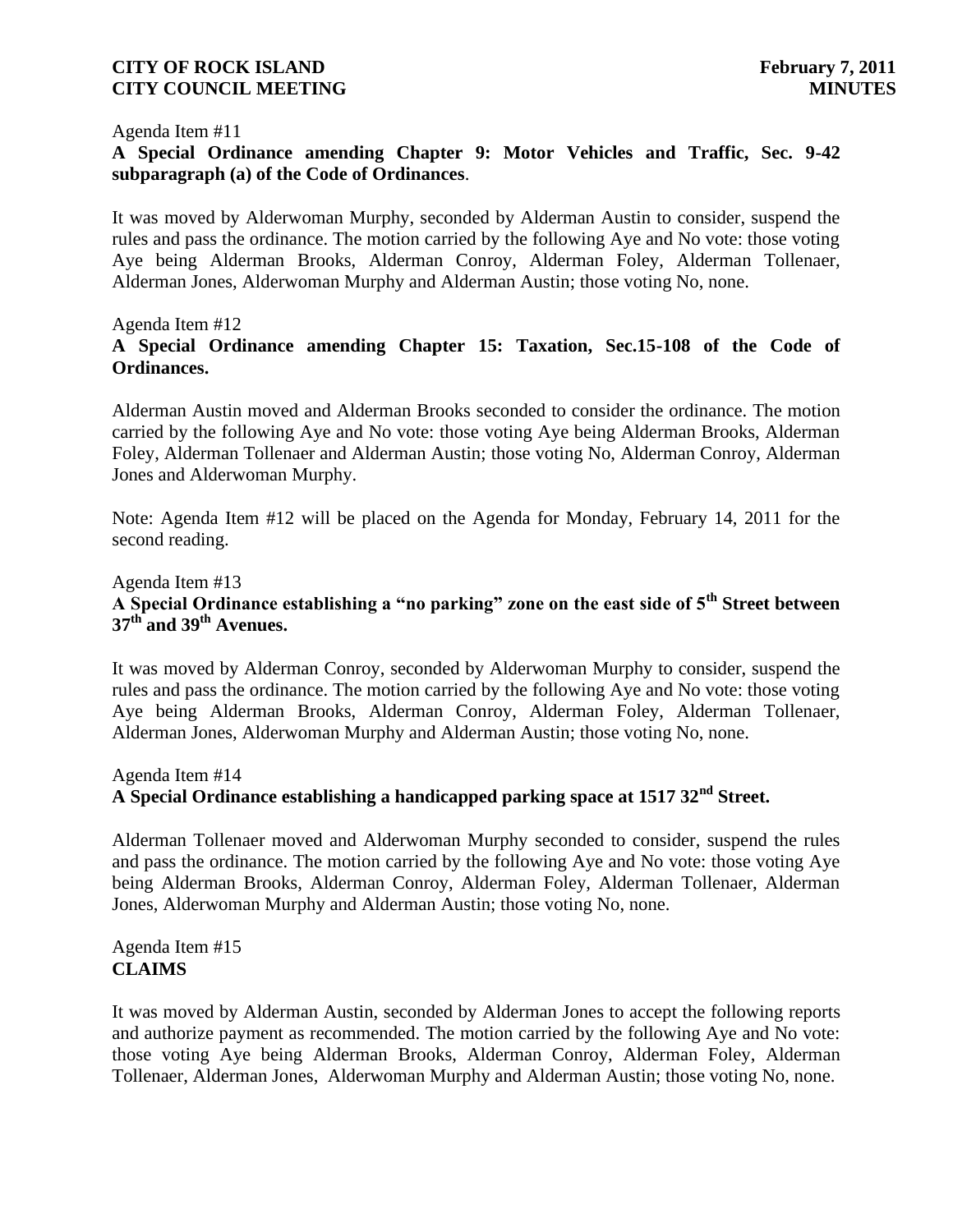Agenda Item #11

**A Special Ordinance amending Chapter 9: Motor Vehicles and Traffic, Sec. 9-42 subparagraph (a) of the Code of Ordinances**.

It was moved by Alderwoman Murphy, seconded by Alderman Austin to consider, suspend the rules and pass the ordinance. The motion carried by the following Aye and No vote: those voting Aye being Alderman Brooks, Alderman Conroy, Alderman Foley, Alderman Tollenaer, Alderman Jones, Alderwoman Murphy and Alderman Austin; those voting No, none.

Agenda Item #12

**A Special Ordinance amending Chapter 15: Taxation, Sec.15-108 of the Code of Ordinances.**

Alderman Austin moved and Alderman Brooks seconded to consider the ordinance. The motion carried by the following Aye and No vote: those voting Aye being Alderman Brooks, Alderman Foley, Alderman Tollenaer and Alderman Austin; those voting No, Alderman Conroy, Alderman Jones and Alderwoman Murphy.

Note: Agenda Item #12 will be placed on the Agenda for Monday, February 14, 2011 for the second reading.

Agenda Item #13

**A Special Ordinance establishing a "no parking" zone on the east side of 5th Street between 37th and 39th Avenues.**

It was moved by Alderman Conroy, seconded by Alderwoman Murphy to consider, suspend the rules and pass the ordinance. The motion carried by the following Aye and No vote: those voting Aye being Alderman Brooks, Alderman Conroy, Alderman Foley, Alderman Tollenaer, Alderman Jones, Alderwoman Murphy and Alderman Austin; those voting No, none.

Agenda Item #14

**A Special Ordinance establishing a handicapped parking space at 1517 32nd Street.**

Alderman Tollenaer moved and Alderwoman Murphy seconded to consider, suspend the rules and pass the ordinance. The motion carried by the following Aye and No vote: those voting Aye being Alderman Brooks, Alderman Conroy, Alderman Foley, Alderman Tollenaer, Alderman Jones, Alderwoman Murphy and Alderman Austin; those voting No, none.

Agenda Item #15

**CLAIMS**

It was moved by Alderman Austin, seconded by Alderman Jones to accept the following reports and authorize payment as recommended. The motion carried by the following Aye and No vote: those voting Aye being Alderman Brooks, Alderman Conroy, Alderman Foley, Alderman Tollenaer, Alderman Jones, Alderwoman Murphy and Alderman Austin; those voting No, none.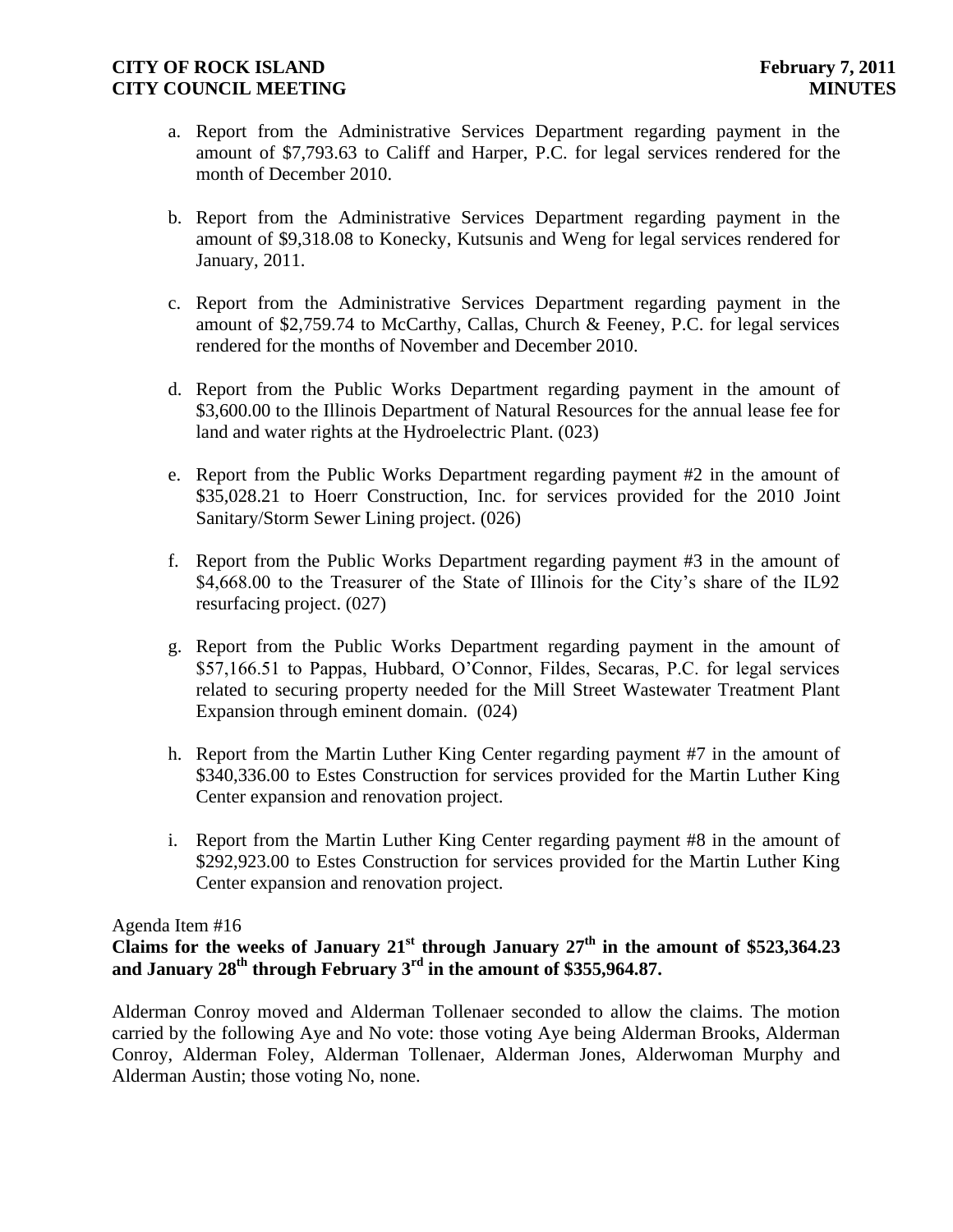a. Report from the Administrative Services Department regarding payment in the amount of $7,793.63 to Califf and Harper, P.C. for legal services rendered for the month of December 2010.

b. Report from the Administrative Services Department regarding payment in the amount of $9,318.08 to Konecky, Kutsunis and Weng for legal services rendered for January, 2011.

c. Report from the Administrative Services Department regarding payment in the amount of $2,759.74 to McCarthy, Callas, Church & Feeney, P.C. for legal services rendered for the months of November and December 2010.

d. Report from the Public Works Department regarding payment in the amount of $3,600.00 to the Illinois Department of Natural Resources for the annual lease fee for land and water rights at the Hydroelectric Plant. (023)

e. Report from the Public Works Department regarding payment #2 in the amount of $35,028.21 to Hoerr Construction, Inc. for services provided for the 2010 Joint Sanitary/Storm Sewer Lining project. (026)

f. Report from the Public Works Department regarding payment #3 in the amount of $4,668.00 to the Treasurer of the State of Illinois for the City's share of the IL92 resurfacing project. (027)

g. Report from the Public Works Department regarding payment in the amount of $57,166.51 to Pappas, Hubbard, O'Connor, Fildes, Secaras, P.C. for legal services related to securing property needed for the Mill Street Wastewater Treatment Plant Expansion through eminent domain. (024)

h. Report from the Martin Luther King Center regarding payment #7 in the amount of $340,336.00 to Estes Construction for services provided for the Martin Luther King Center expansion and renovation project.

i. Report from the Martin Luther King Center regarding payment #8 in the amount of $292,923.00 to Estes Construction for services provided for the Martin Luther King Center expansion and renovation project.

Agenda Item #16

**Claims for the weeks of January 21st through January 27th in the amount of $523,364.23 and January 28th through February 3rd in the amount of $355,964.87.**

Alderman Conroy moved and Alderman Tollenaer seconded to allow the claims. The motion carried by the following Aye and No vote: those voting Aye being Alderman Brooks, Alderman Conroy, Alderman Foley, Alderman Tollenaer, Alderman Jones, Alderwoman Murphy and Alderman Austin; those voting No, none.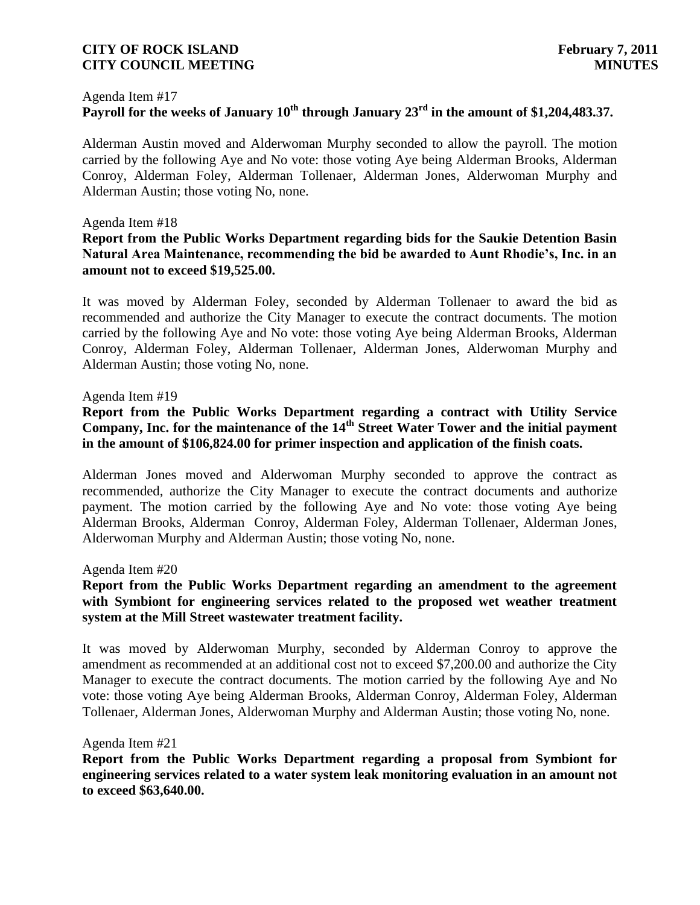Agenda Item #17

**Payroll for the weeks of January 10th through January 23rd in the amount of $1,204,483.37.**

Alderman Austin moved and Alderwoman Murphy seconded to allow the payroll. The motion carried by the following Aye and No vote: those voting Aye being Alderman Brooks, Alderman Conroy, Alderman Foley, Alderman Tollenaer, Alderman Jones, Alderwoman Murphy and Alderman Austin; those voting No, none.

Agenda Item #18

**Report from the Public Works Department regarding bids for the Saukie Detention Basin Natural Area Maintenance, recommending the bid be awarded to Aunt Rhodie's, Inc. in an amount not to exceed $19,525.00.**

It was moved by Alderman Foley, seconded by Alderman Tollenaer to award the bid as recommended and authorize the City Manager to execute the contract documents. The motion carried by the following Aye and No vote: those voting Aye being Alderman Brooks, Alderman Conroy, Alderman Foley, Alderman Tollenaer, Alderman Jones, Alderwoman Murphy and Alderman Austin; those voting No, none.

Agenda Item #19

**Report from the Public Works Department regarding a contract with Utility Service Company, Inc. for the maintenance of the 14th Street Water Tower and the initial payment in the amount of $106,824.00 for primer inspection and application of the finish coats.**

Alderman Jones moved and Alderwoman Murphy seconded to approve the contract as recommended, authorize the City Manager to execute the contract documents and authorize payment. The motion carried by the following Aye and No vote: those voting Aye being Alderman Brooks, Alderman Conroy, Alderman Foley, Alderman Tollenaer, Alderman Jones, Alderwoman Murphy and Alderman Austin; those voting No, none.

Agenda Item #20

**Report from the Public Works Department regarding an amendment to the agreement with Symbiont for engineering services related to the proposed wet weather treatment system at the Mill Street wastewater treatment facility.**

It was moved by Alderwoman Murphy, seconded by Alderman Conroy to approve the amendment as recommended at an additional cost not to exceed $7,200.00 and authorize the City Manager to execute the contract documents. The motion carried by the following Aye and No vote: those voting Aye being Alderman Brooks, Alderman Conroy, Alderman Foley, Alderman Tollenaer, Alderman Jones, Alderwoman Murphy and Alderman Austin; those voting No, none.

Agenda Item #21

**Report from the Public Works Department regarding a proposal from Symbiont for engineering services related to a water system leak monitoring evaluation in an amount not to exceed $63,640.00.**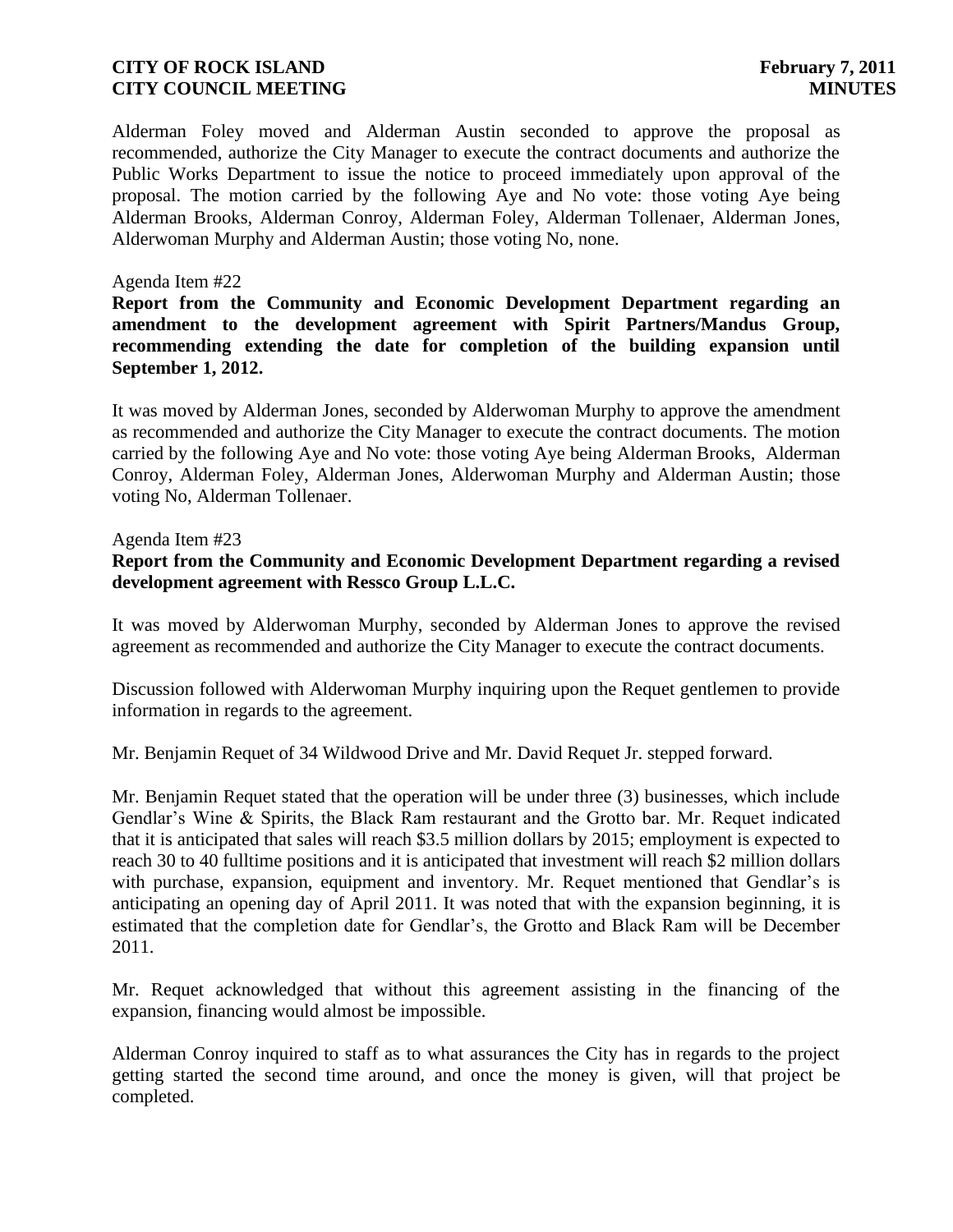Alderman Foley moved and Alderman Austin seconded to approve the proposal as recommended, authorize the City Manager to execute the contract documents and authorize the Public Works Department to issue the notice to proceed immediately upon approval of the proposal. The motion carried by the following Aye and No vote: those voting Aye being Alderman Brooks, Alderman Conroy, Alderman Foley, Alderman Tollenaer, Alderman Jones, Alderwoman Murphy and Alderman Austin; those voting No, none.

Agenda Item #22

**Report from the Community and Economic Development Department regarding an amendment to the development agreement with Spirit Partners/Mandus Group, recommending extending the date for completion of the building expansion until September 1, 2012.**

It was moved by Alderman Jones, seconded by Alderwoman Murphy to approve the amendment as recommended and authorize the City Manager to execute the contract documents. The motion carried by the following Aye and No vote: those voting Aye being Alderman Brooks, Alderman Conroy, Alderman Foley, Alderman Jones, Alderwoman Murphy and Alderman Austin; those voting No, Alderman Tollenaer.

Agenda Item #23

**Report from the Community and Economic Development Department regarding a revised development agreement with Ressco Group L.L.C.**

It was moved by Alderwoman Murphy, seconded by Alderman Jones to approve the revised agreement as recommended and authorize the City Manager to execute the contract documents.

Discussion followed with Alderwoman Murphy inquiring upon the Requet gentlemen to provide information in regards to the agreement.

Mr. Benjamin Requet of 34 Wildwood Drive and Mr. David Requet Jr. stepped forward.

Mr. Benjamin Requet stated that the operation will be under three (3) businesses, which include Gendlar's Wine & Spirits, the Black Ram restaurant and the Grotto bar. Mr. Requet indicated that it is anticipated that sales will reach $3.5 million dollars by 2015; employment is expected to reach 30 to 40 fulltime positions and it is anticipated that investment will reach $2 million dollars with purchase, expansion, equipment and inventory. Mr. Requet mentioned that Gendlar's is anticipating an opening day of April 2011. It was noted that with the expansion beginning, it is estimated that the completion date for Gendlar's, the Grotto and Black Ram will be December 2011.

Mr. Requet acknowledged that without this agreement assisting in the financing of the expansion, financing would almost be impossible.

Alderman Conroy inquired to staff as to what assurances the City has in regards to the project getting started the second time around, and once the money is given, will that project be completed.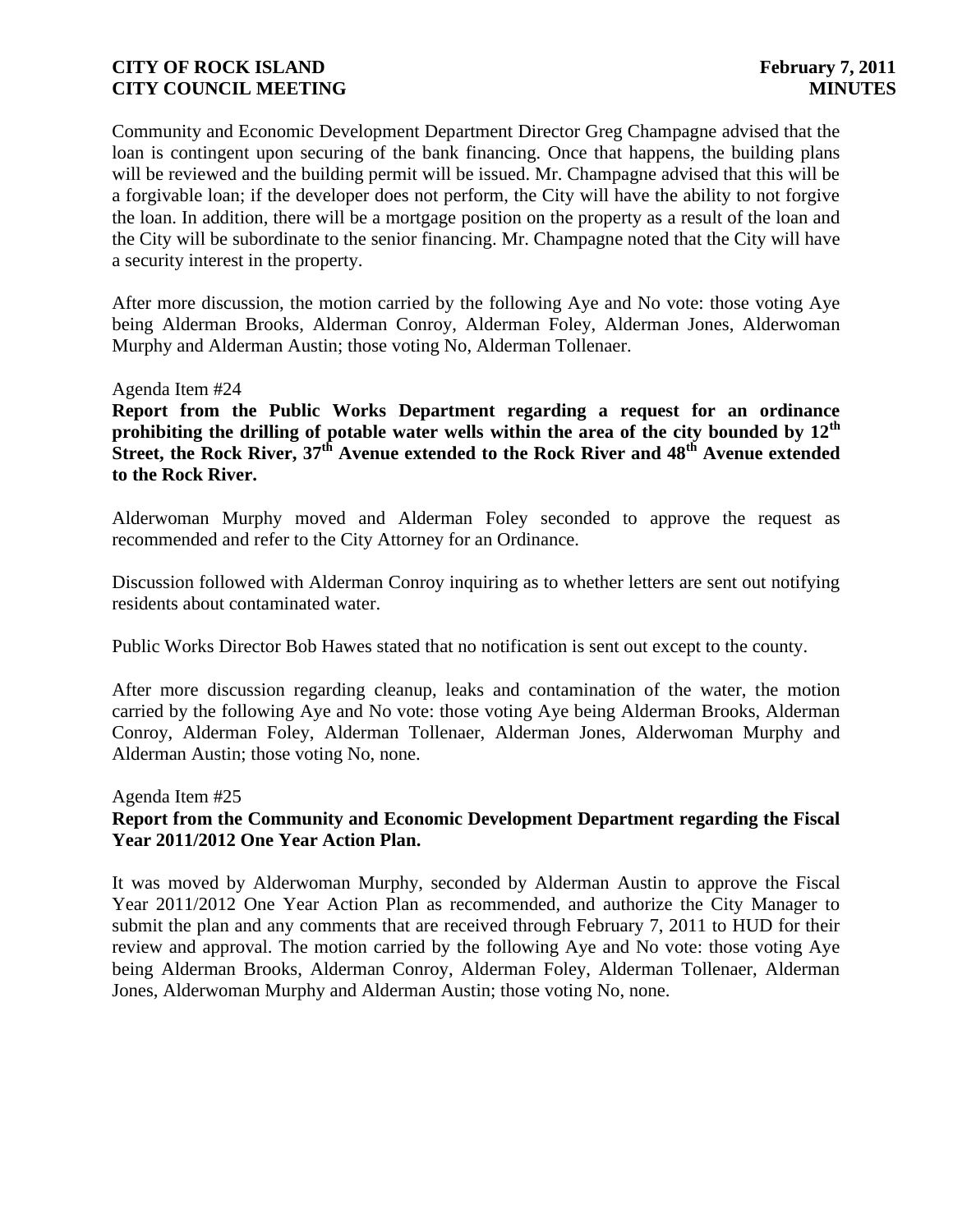Community and Economic Development Department Director Greg Champagne advised that the loan is contingent upon securing of the bank financing. Once that happens, the building plans will be reviewed and the building permit will be issued. Mr. Champagne advised that this will be a forgivable loan; if the developer does not perform, the City will have the ability to not forgive the loan. In addition, there will be a mortgage position on the property as a result of the loan and the City will be subordinate to the senior financing. Mr. Champagne noted that the City will have a security interest in the property.

After more discussion, the motion carried by the following Aye and No vote: those voting Aye being Alderman Brooks, Alderman Conroy, Alderman Foley, Alderman Jones, Alderwoman Murphy and Alderman Austin; those voting No, Alderman Tollenaer.

Agenda Item #24

**Report from the Public Works Department regarding a request for an ordinance prohibiting the drilling of potable water wells within the area of the city bounded by 12th Street, the Rock River, 37th Avenue extended to the Rock River and 48th Avenue extended to the Rock River.**

Alderwoman Murphy moved and Alderman Foley seconded to approve the request as recommended and refer to the City Attorney for an Ordinance.

Discussion followed with Alderman Conroy inquiring as to whether letters are sent out notifying residents about contaminated water.

Public Works Director Bob Hawes stated that no notification is sent out except to the county.

After more discussion regarding cleanup, leaks and contamination of the water, the motion carried by the following Aye and No vote: those voting Aye being Alderman Brooks, Alderman Conroy, Alderman Foley, Alderman Tollenaer, Alderman Jones, Alderwoman Murphy and Alderman Austin; those voting No, none.

Agenda Item #25

**Report from the Community and Economic Development Department regarding the Fiscal Year 2011/2012 One Year Action Plan.**

It was moved by Alderwoman Murphy, seconded by Alderman Austin to approve the Fiscal Year 2011/2012 One Year Action Plan as recommended, and authorize the City Manager to submit the plan and any comments that are received through February 7, 2011 to HUD for their review and approval. The motion carried by the following Aye and No vote: those voting Aye being Alderman Brooks, Alderman Conroy, Alderman Foley, Alderman Tollenaer, Alderman Jones, Alderwoman Murphy and Alderman Austin; those voting No, none.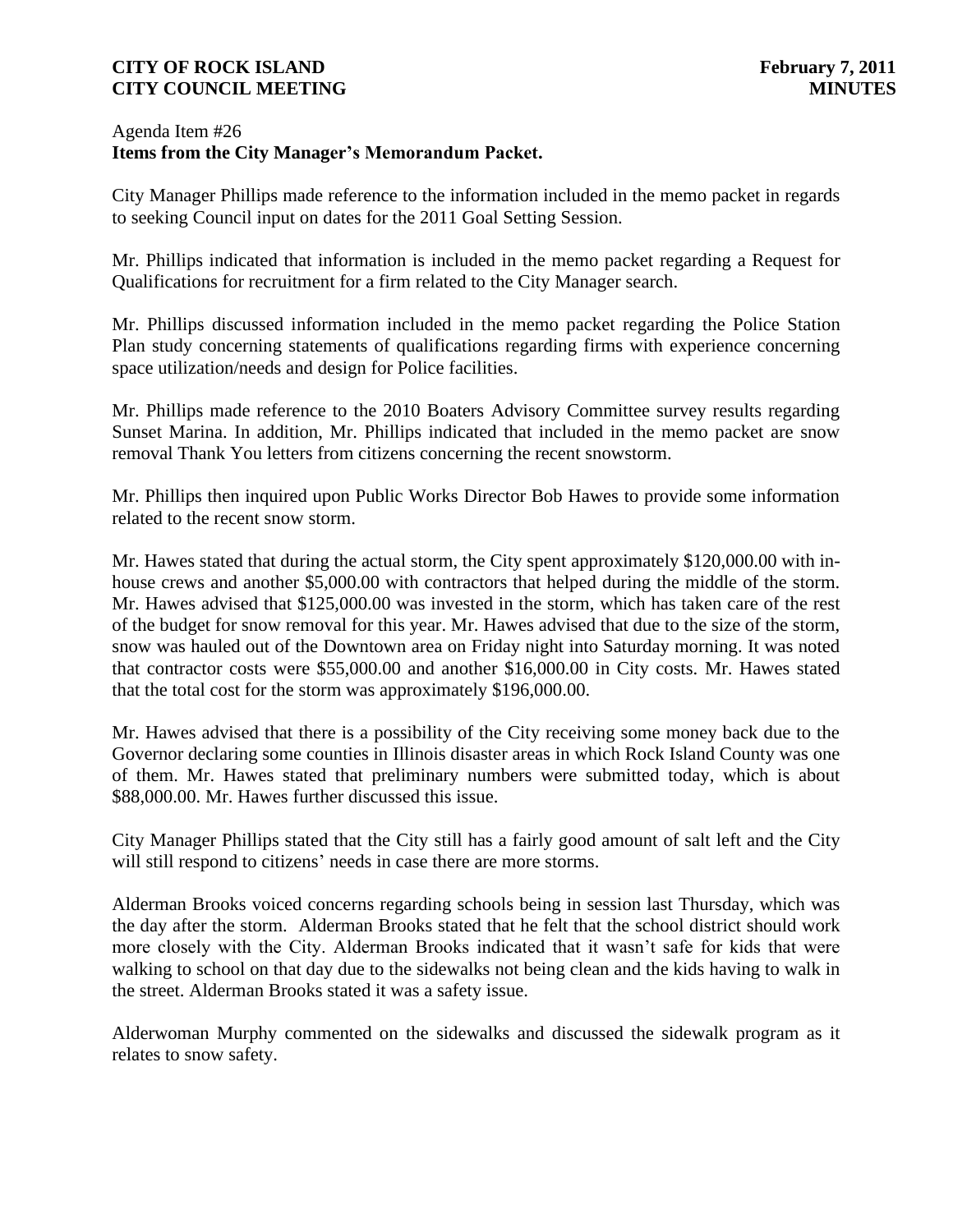Agenda Item #26
**Items from the City Manager's Memorandum Packet.**

City Manager Phillips made reference to the information included in the memo packet in regards to seeking Council input on dates for the 2011 Goal Setting Session.

Mr. Phillips indicated that information is included in the memo packet regarding a Request for Qualifications for recruitment for a firm related to the City Manager search.

Mr. Phillips discussed information included in the memo packet regarding the Police Station Plan study concerning statements of qualifications regarding firms with experience concerning space utilization/needs and design for Police facilities.

Mr. Phillips made reference to the 2010 Boaters Advisory Committee survey results regarding Sunset Marina. In addition, Mr. Phillips indicated that included in the memo packet are snow removal Thank You letters from citizens concerning the recent snowstorm.

Mr. Phillips then inquired upon Public Works Director Bob Hawes to provide some information related to the recent snow storm.

Mr. Hawes stated that during the actual storm, the City spent approximately $120,000.00 with in-house crews and another $5,000.00 with contractors that helped during the middle of the storm. Mr. Hawes advised that $125,000.00 was invested in the storm, which has taken care of the rest of the budget for snow removal for this year. Mr. Hawes advised that due to the size of the storm, snow was hauled out of the Downtown area on Friday night into Saturday morning. It was noted that contractor costs were $55,000.00 and another $16,000.00 in City costs. Mr. Hawes stated that the total cost for the storm was approximately $196,000.00.

Mr. Hawes advised that there is a possibility of the City receiving some money back due to the Governor declaring some counties in Illinois disaster areas in which Rock Island County was one of them. Mr. Hawes stated that preliminary numbers were submitted today, which is about $88,000.00. Mr. Hawes further discussed this issue.

City Manager Phillips stated that the City still has a fairly good amount of salt left and the City will still respond to citizens' needs in case there are more storms.

Alderman Brooks voiced concerns regarding schools being in session last Thursday, which was the day after the storm. Alderman Brooks stated that he felt that the school district should work more closely with the City. Alderman Brooks indicated that it wasn't safe for kids that were walking to school on that day due to the sidewalks not being clean and the kids having to walk in the street. Alderman Brooks stated it was a safety issue.

Alderwoman Murphy commented on the sidewalks and discussed the sidewalk program as it relates to snow safety.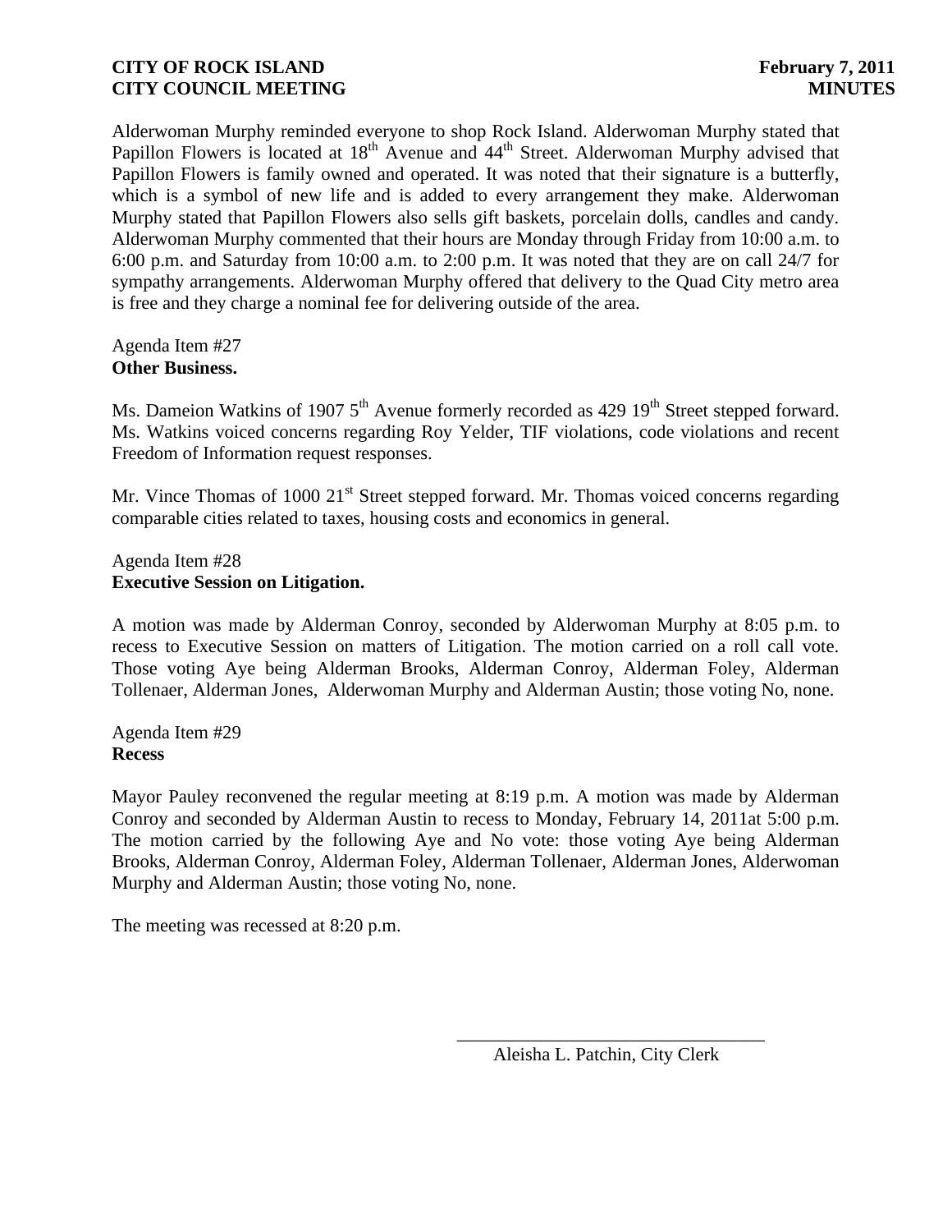Alderwoman Murphy reminded everyone to shop Rock Island. Alderwoman Murphy stated that Papillon Flowers is located at 18th Avenue and 44th Street. Alderwoman Murphy advised that Papillon Flowers is family owned and operated. It was noted that their signature is a butterfly, which is a symbol of new life and is added to every arrangement they make. Alderwoman Murphy stated that Papillon Flowers also sells gift baskets, porcelain dolls, candles and candy. Alderwoman Murphy commented that their hours are Monday through Friday from 10:00 a.m. to 6:00 p.m. and Saturday from 10:00 a.m. to 2:00 p.m. It was noted that they are on call 24/7 for sympathy arrangements. Alderwoman Murphy offered that delivery to the Quad City metro area is free and they charge a nominal fee for delivering outside of the area.

Agenda Item #27
**Other Business.**

Ms. Dameion Watkins of 1907 5th Avenue formerly recorded as 429 19th Street stepped forward. Ms. Watkins voiced concerns regarding Roy Yelder, TIF violations, code violations and recent Freedom of Information request responses.

Mr. Vince Thomas of 1000 21st Street stepped forward. Mr. Thomas voiced concerns regarding comparable cities related to taxes, housing costs and economics in general.

Agenda Item #28
**Executive Session on Litigation.**

A motion was made by Alderman Conroy, seconded by Alderwoman Murphy at 8:05 p.m. to recess to Executive Session on matters of Litigation. The motion carried on a roll call vote. Those voting Aye being Alderman Brooks, Alderman Conroy, Alderman Foley, Alderman Tollenaer, Alderman Jones, Alderwoman Murphy and Alderman Austin; those voting No, none.

Agenda Item #29
**Recess**

Mayor Pauley reconvened the regular meeting at 8:19 p.m. A motion was made by Alderman Conroy and seconded by Alderman Austin to recess to Monday, February 14, 2011at 5:00 p.m. The motion carried by the following Aye and No vote: those voting Aye being Alderman Brooks, Alderman Conroy, Alderman Foley, Alderman Tollenaer, Alderman Jones, Alderwoman Murphy and Alderman Austin; those voting No, none.

The meeting was recessed at 8:20 p.m.

\_\_\_\_\_\_\_\_\_\_\_\_\_\_\_\_\_\_\_\_\_\_\_\_\_\_\_\_\_\_\_\_\_\_\_

Aleisha L. Patchin, City Clerk